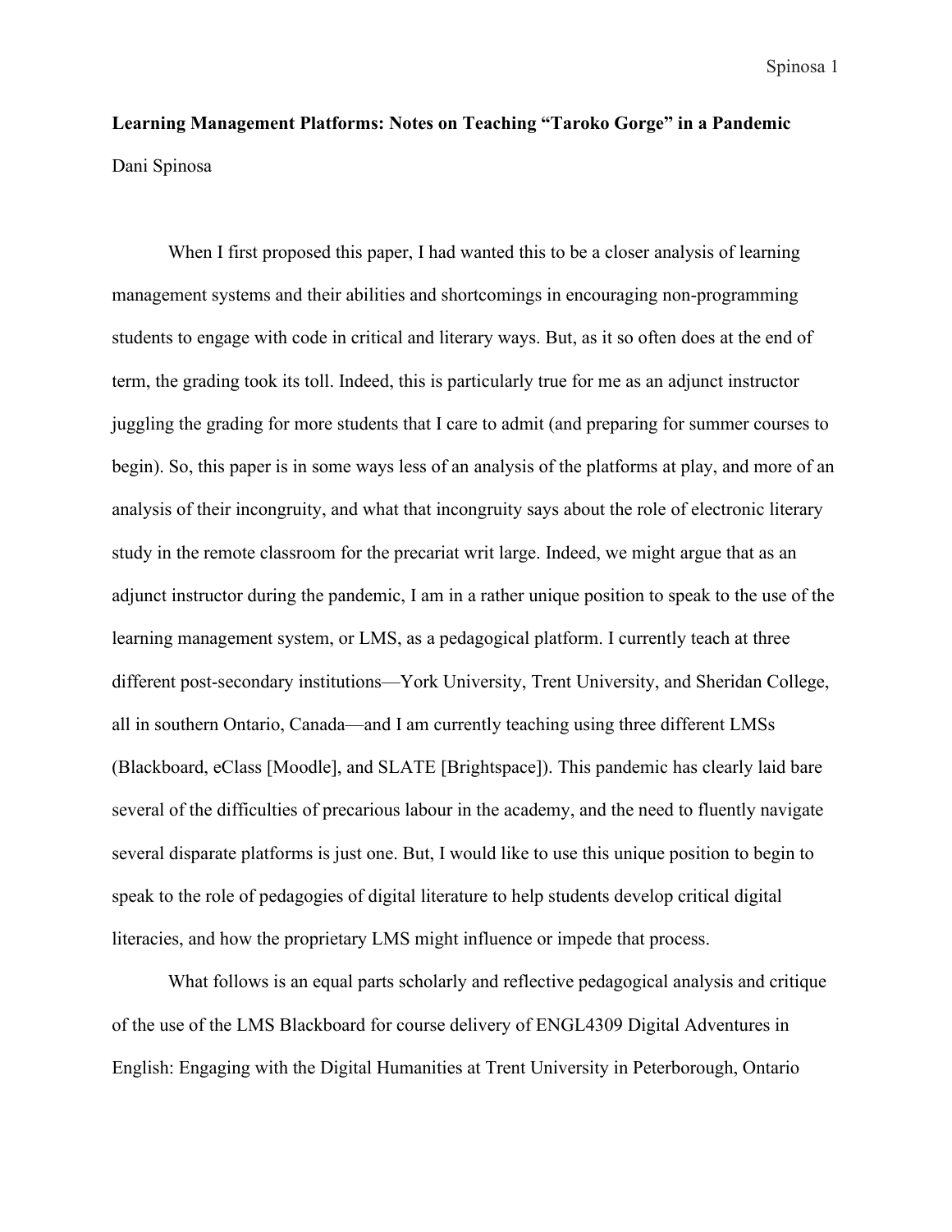# Learning Management Platforms: Notes on Teaching "Taroko Gorge" in a Pandemic

Dani Spinosa

When I first proposed this paper, I had wanted this to be a closer analysis of learning management systems and their abilities and shortcomings in encouraging non-programming students to engage with code in critical and literary ways. But, as it so often does at the end of term, the grading took its toll. Indeed, this is particularly true for me as an adjunct instructor juggling the grading for more students that I care to admit (and preparing for summer courses to begin). So, this paper is in some ways less of an analysis of the platforms at play, and more of an analysis of their incongruity, and what that incongruity says about the role of electronic literary study in the remote classroom for the precariat writ large. Indeed, we might argue that as an adjunct instructor during the pandemic, I am in a rather unique position to speak to the use of the learning management system, or LMS, as a pedagogical platform. I currently teach at three different post-secondary institutions—York University, Trent University, and Sheridan College, all in southern Ontario, Canada—and I am currently teaching using three different LMSs (Blackboard, eClass [Moodle], and SLATE [Brightspace]). This pandemic has clearly laid bare several of the difficulties of precarious labour in the academy, and the need to fluently navigate several disparate platforms is just one. But, I would like to use this unique position to begin to speak to the role of pedagogies of digital literature to help students develop critical digital literacies, and how the proprietary LMS might influence or impede that process.

What follows is an equal parts scholarly and reflective pedagogical analysis and critique of the use of the LMS Blackboard for course delivery of ENGL4309 Digital Adventures in English: Engaging with the Digital Humanities at Trent University in Peterborough, Ontario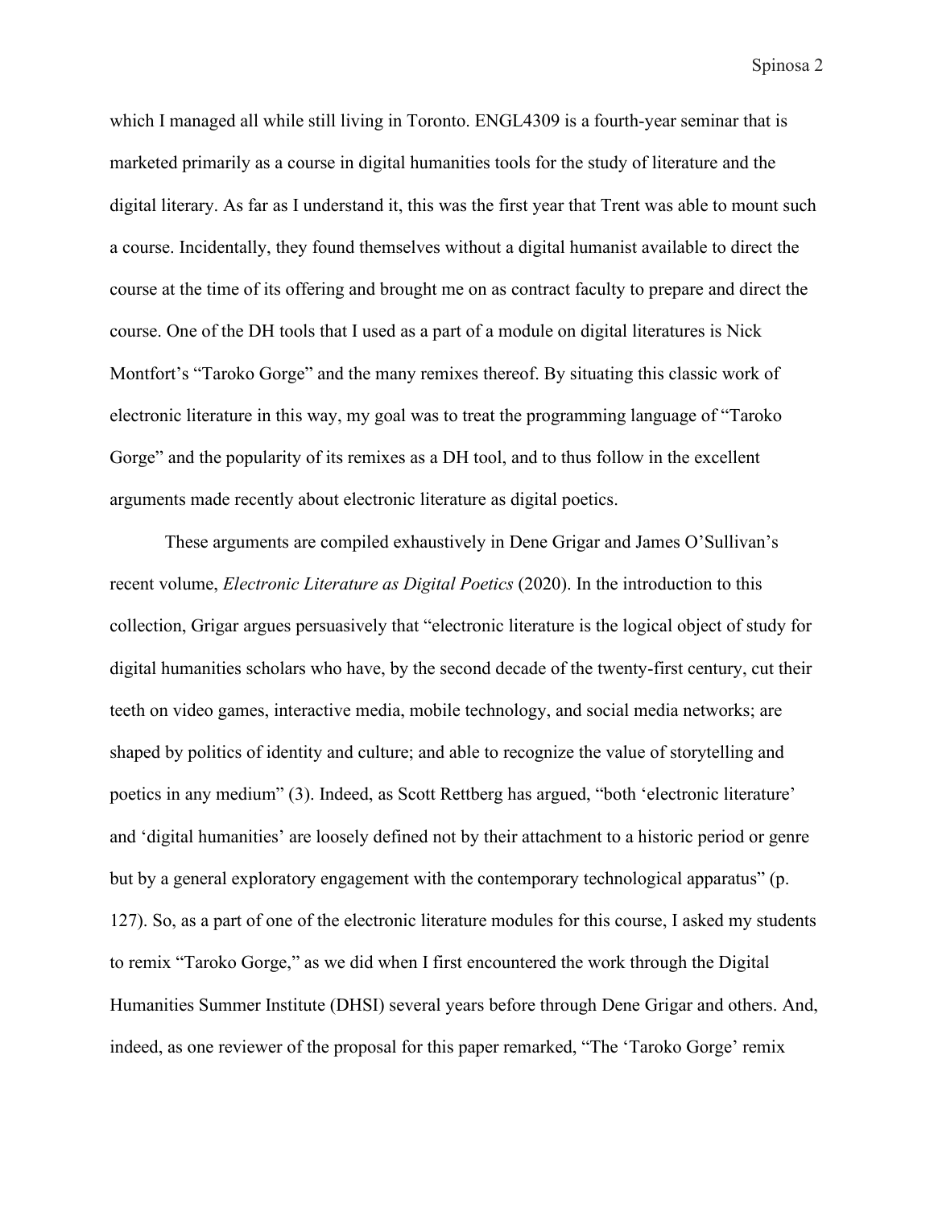which I managed all while still living in Toronto. ENGL4309 is a fourth-year seminar that is marketed primarily as a course in digital humanities tools for the study of literature and the digital literary. As far as I understand it, this was the first year that Trent was able to mount such a course. Incidentally, they found themselves without a digital humanist available to direct the course at the time of its offering and brought me on as contract faculty to prepare and direct the course. One of the DH tools that I used as a part of a module on digital literatures is Nick Montfort's "Taroko Gorge" and the many remixes thereof. By situating this classic work of electronic literature in this way, my goal was to treat the programming language of "Taroko Gorge" and the popularity of its remixes as a DH tool, and to thus follow in the excellent arguments made recently about electronic literature as digital poetics.

These arguments are compiled exhaustively in Dene Grigar and James O'Sullivan's recent volume, *Electronic Literature as Digital Poetics* (2020). In the introduction to this collection, Grigar argues persuasively that "electronic literature is the logical object of study for digital humanities scholars who have, by the second decade of the twenty-first century, cut their teeth on video games, interactive media, mobile technology, and social media networks; are shaped by politics of identity and culture; and able to recognize the value of storytelling and poetics in any medium" (3). Indeed, as Scott Rettberg has argued, "both 'electronic literature' and 'digital humanities' are loosely defined not by their attachment to a historic period or genre but by a general exploratory engagement with the contemporary technological apparatus" (p. 127). So, as a part of one of the electronic literature modules for this course, I asked my students to remix "Taroko Gorge," as we did when I first encountered the work through the Digital Humanities Summer Institute (DHSI) several years before through Dene Grigar and others. And, indeed, as one reviewer of the proposal for this paper remarked, "The 'Taroko Gorge' remix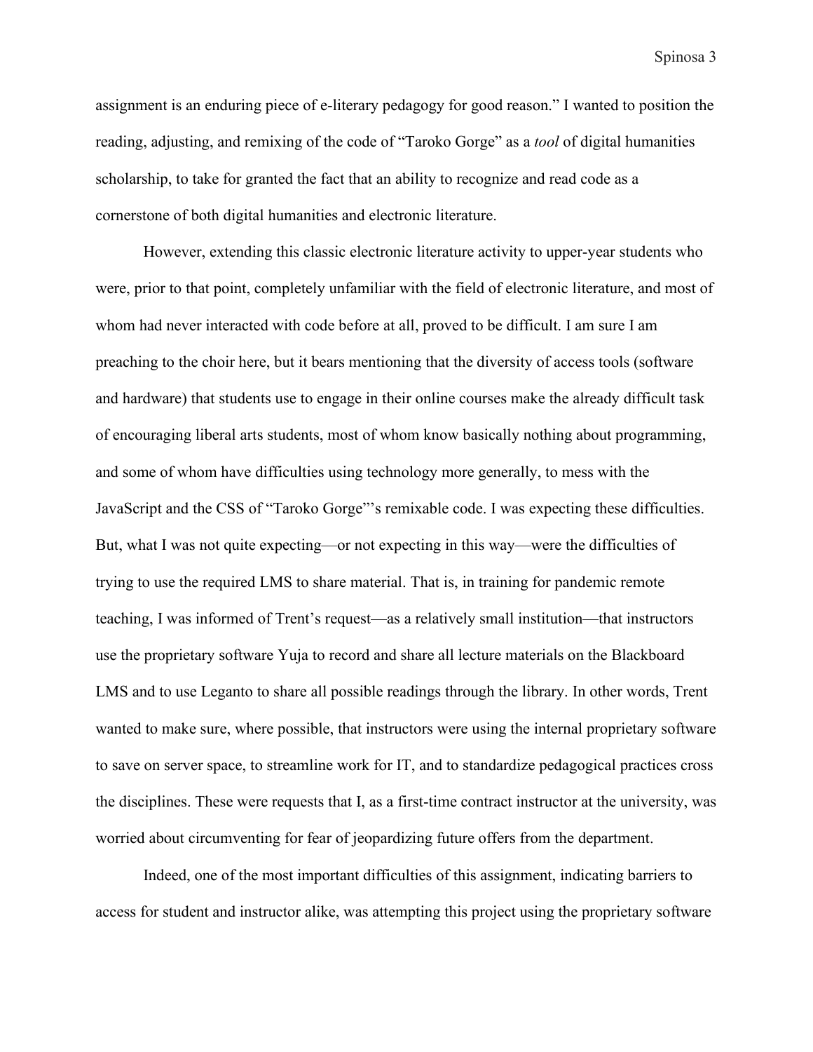assignment is an enduring piece of e-literary pedagogy for good reason." I wanted to position the reading, adjusting, and remixing of the code of "Taroko Gorge" as a *tool* of digital humanities scholarship, to take for granted the fact that an ability to recognize and read code as a cornerstone of both digital humanities and electronic literature.

However, extending this classic electronic literature activity to upper-year students who were, prior to that point, completely unfamiliar with the field of electronic literature, and most of whom had never interacted with code before at all, proved to be difficult. I am sure I am preaching to the choir here, but it bears mentioning that the diversity of access tools (software and hardware) that students use to engage in their online courses make the already difficult task of encouraging liberal arts students, most of whom know basically nothing about programming, and some of whom have difficulties using technology more generally, to mess with the JavaScript and the CSS of "Taroko Gorge"'s remixable code. I was expecting these difficulties. But, what I was not quite expecting—or not expecting in this way—were the difficulties of trying to use the required LMS to share material. That is, in training for pandemic remote teaching, I was informed of Trent's request—as a relatively small institution—that instructors use the proprietary software Yuja to record and share all lecture materials on the Blackboard LMS and to use Leganto to share all possible readings through the library. In other words, Trent wanted to make sure, where possible, that instructors were using the internal proprietary software to save on server space, to streamline work for IT, and to standardize pedagogical practices cross the disciplines. These were requests that I, as a first-time contract instructor at the university, was worried about circumventing for fear of jeopardizing future offers from the department.

Indeed, one of the most important difficulties of this assignment, indicating barriers to access for student and instructor alike, was attempting this project using the proprietary software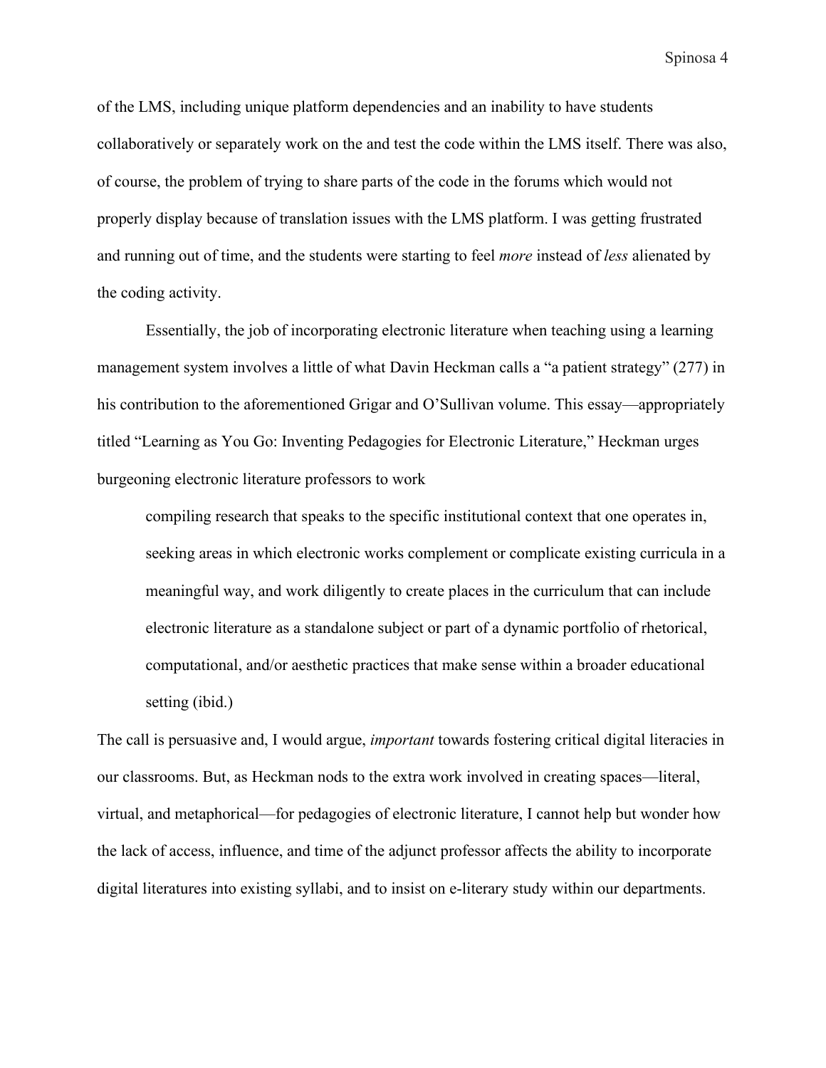of the LMS, including unique platform dependencies and an inability to have students collaboratively or separately work on the and test the code within the LMS itself. There was also, of course, the problem of trying to share parts of the code in the forums which would not properly display because of translation issues with the LMS platform. I was getting frustrated and running out of time, and the students were starting to feel *more* instead of *less* alienated by the coding activity.

Essentially, the job of incorporating electronic literature when teaching using a learning management system involves a little of what Davin Heckman calls a "a patient strategy" (277) in his contribution to the aforementioned Grigar and O'Sullivan volume. This essay—appropriately titled "Learning as You Go: Inventing Pedagogies for Electronic Literature," Heckman urges burgeoning electronic literature professors to work

> compiling research that speaks to the specific institutional context that one operates in, seeking areas in which electronic works complement or complicate existing curricula in a meaningful way, and work diligently to create places in the curriculum that can include electronic literature as a standalone subject or part of a dynamic portfolio of rhetorical, computational, and/or aesthetic practices that make sense within a broader educational setting (ibid.)

The call is persuasive and, I would argue, *important* towards fostering critical digital literacies in our classrooms. But, as Heckman nods to the extra work involved in creating spaces—literal, virtual, and metaphorical—for pedagogies of electronic literature, I cannot help but wonder how the lack of access, influence, and time of the adjunct professor affects the ability to incorporate digital literatures into existing syllabi, and to insist on e-literary study within our departments.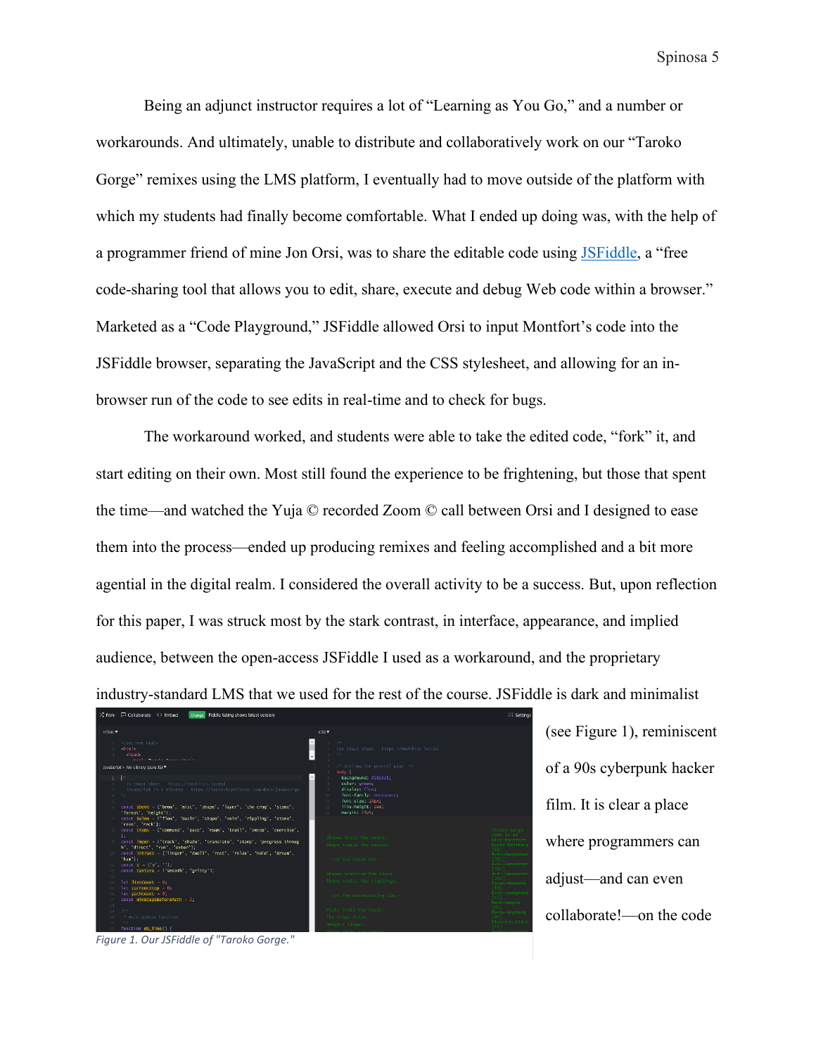Being an adjunct instructor requires a lot of "Learning as You Go," and a number or workarounds. And ultimately, unable to distribute and collaboratively work on our "Taroko Gorge" remixes using the LMS platform, I eventually had to move outside of the platform with which my students had finally become comfortable. What I ended up doing was, with the help of a programmer friend of mine Jon Orsi, was to share the editable code using JSFiddle, a "free code-sharing tool that allows you to edit, share, execute and debug Web code within a browser." Marketed as a "Code Playground," JSFiddle allowed Orsi to input Montfort's code into the JSFiddle browser, separating the JavaScript and the CSS stylesheet, and allowing for an in-browser run of the code to see edits in real-time and to check for bugs.

The workaround worked, and students were able to take the edited code, "fork" it, and start editing on their own. Most still found the experience to be frightening, but those that spent the time—and watched the Yuja © recorded Zoom © call between Orsi and I designed to ease them into the process—ended up producing remixes and feeling accomplished and a bit more agential in the digital realm. I considered the overall activity to be a success. But, upon reflection for this paper, I was struck most by the stark contrast, in interface, appearance, and implied audience, between the open-access JSFiddle I used as a workaround, and the proprietary industry-standard LMS that we used for the rest of the course. JSFiddle is dark and minimalist (see Figure 1), reminiscent of a 90s cyberpunk hacker film. It is clear a place where programmers can adjust—and can even collaborate!—on the code

*Figure 1. Our JSFiddle of "Taroko Gorge."*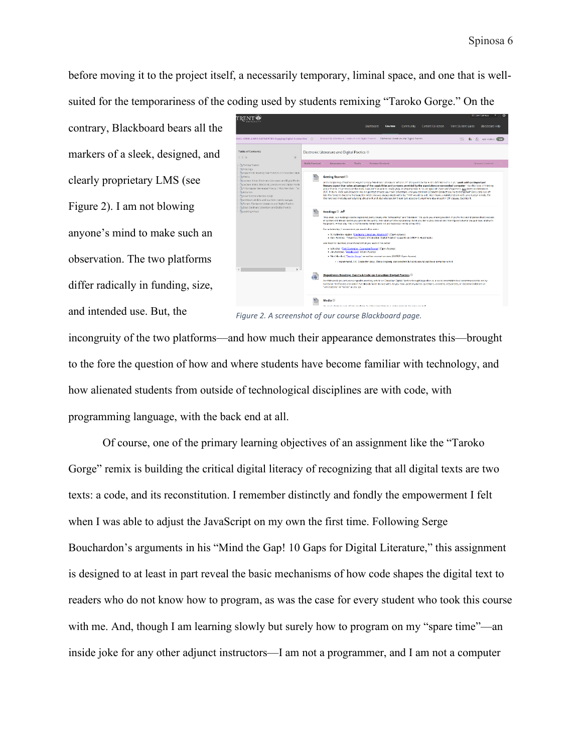before moving it to the project itself, a necessarily temporary, liminal space, and one that is well-suited for the temporariness of the coding used by students remixing "Taroko Gorge." On the contrary, Blackboard bears all the markers of a sleek, designed, and clearly proprietary LMS (see Figure 2). I am not blowing anyone's mind to make such an observation. The two platforms differ radically in funding, size, and intended use. But, the incongruity of the two platforms—and how much their appearance demonstrates this—brought to the fore the question of how and where students have become familiar with technology, and how alienated students from outside of technological disciplines are with code, with programming language, with the back end at all.

*Figure 2. A screenshot of our course Blackboard page.*

Of course, one of the primary learning objectives of an assignment like the "Taroko Gorge" remix is building the critical digital literacy of recognizing that all digital texts are two texts: a code, and its reconstitution. I remember distinctly and fondly the empowerment I felt when I was able to adjust the JavaScript on my own the first time. Following Serge Bouchardon's arguments in his "Mind the Gap! 10 Gaps for Digital Literature," this assignment is designed to at least in part reveal the basic mechanisms of how code shapes the digital text to readers who do not know how to program, as was the case for every student who took this course with me. And, though I am learning slowly but surely how to program on my "spare time"—an inside joke for any other adjunct instructors—I am not a programmer, and I am not a computer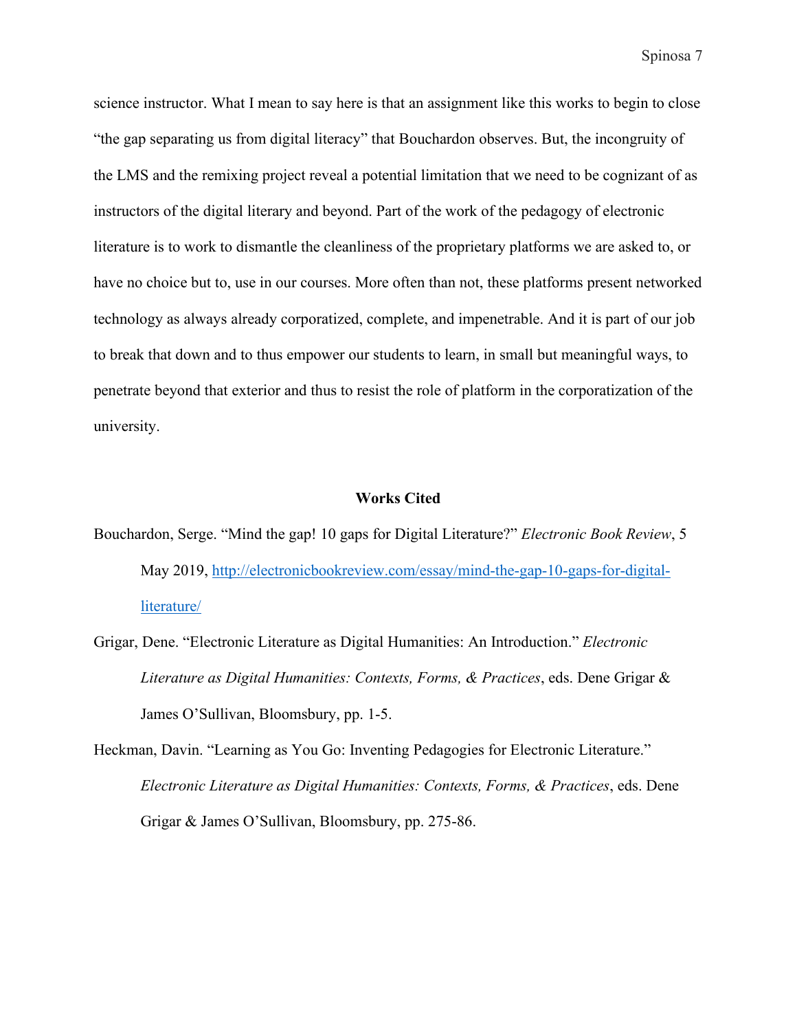science instructor. What I mean to say here is that an assignment like this works to begin to close "the gap separating us from digital literacy" that Bouchardon observes. But, the incongruity of the LMS and the remixing project reveal a potential limitation that we need to be cognizant of as instructors of the digital literary and beyond. Part of the work of the pedagogy of electronic literature is to work to dismantle the cleanliness of the proprietary platforms we are asked to, or have no choice but to, use in our courses. More often than not, these platforms present networked technology as always already corporatized, complete, and impenetrable. And it is part of our job to break that down and to thus empower our students to learn, in small but meaningful ways, to penetrate beyond that exterior and thus to resist the role of platform in the corporatization of the university.

## Works Cited

Bouchardon, Serge. "Mind the gap! 10 gaps for Digital Literature?" *Electronic Book Review*, 5 May 2019, http://electronicbookreview.com/essay/mind-the-gap-10-gaps-for-digital-literature/

Grigar, Dene. "Electronic Literature as Digital Humanities: An Introduction." *Electronic Literature as Digital Humanities: Contexts, Forms, & Practices*, eds. Dene Grigar & James O'Sullivan, Bloomsbury, pp. 1-5.

Heckman, Davin. "Learning as You Go: Inventing Pedagogies for Electronic Literature." *Electronic Literature as Digital Humanities: Contexts, Forms, & Practices*, eds. Dene Grigar & James O'Sullivan, Bloomsbury, pp. 275-86.